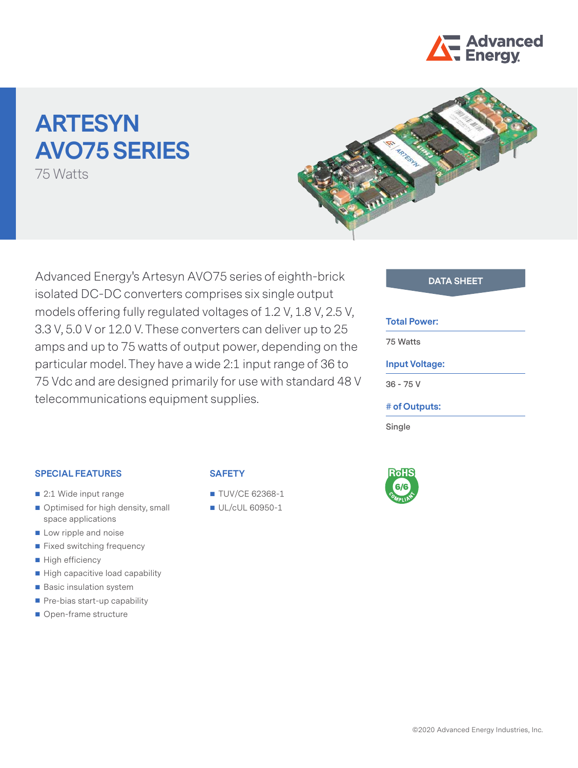# ARTESYN AVO75 SERIES

75 Watts

Advanced Energy's Artesyn AVO75 series of eighth-brick isolated DC-DC converters comprises six single output models offering fully regulated voltages of 1.2 V, 1.8 V, 2.5 V, 3.3 V, 5.0 V or 12.0 V. These converters can deliver up to 25 amps and up to 75 watts of output power, depending on the particular model. They have a wide 2:1 input range of 36 to 75 Vdc and are designed primarily for use with standard 48 V telecommunications equipment supplies.

**DATA SHEET**

**Total Power:**

75 Watts

**Input Voltage:**

36 - 75 V

**# of Outputs:**

Single

## SPECIAL FEATURES

- 2:1 Wide input range
- Optimised for high density, small space applications
- Low ripple and noise
- Fixed switching frequency
- High efficiency
- High capacitive load capability
- Basic insulation system
- Pre-bias start-up capability
- Open-frame structure

## SAFETY

- TUV/CE 62368-1
- UL/cUL 60950-1

RoHS 6/6 COMPLIANT

©2020 Advanced Energy Industries, Inc.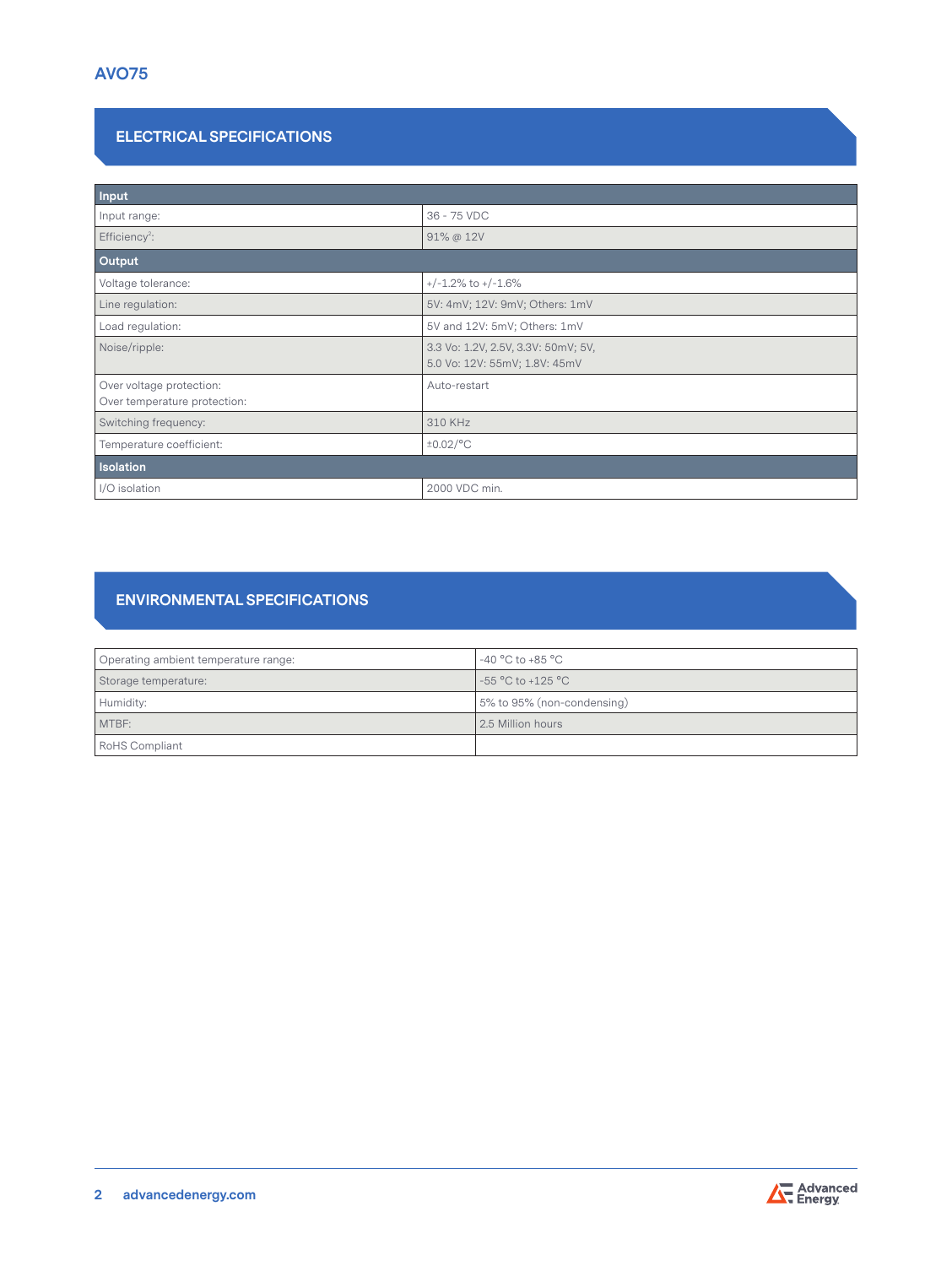# AVO75

## ELECTRICAL SPECIFICATIONS

| Input | |
|---|---|
| Input range: | 36 - 75 VDC |
| Efficiency[2]: | 91% @ 12V |
| **Output** | |
| Voltage tolerance: | +/-1.2% to +/-1.6% |
| Line regulation: | 5V: 4mV; 12V: 9mV; Others: 1mV |
| Load regulation: | 5V and 12V: 5mV; Others: 1mV |
| Noise/ripple: | 3.3 Vo: 1.2V, 2.5V, 3.3V: 50mV; 5V, 5.0 Vo: 12V: 55mV; 1.8V: 45mV |
| Over voltage protection: Over temperature protection: | Auto-restart |
| Switching frequency: | 310 KHz |
| Temperature coefficient: | ±0.02/°C |
| **Isolation** | |
| I/O isolation | 2000 VDC min. |

## ENVIRONMENTAL SPECIFICATIONS

| | |
|---|---|
| Operating ambient temperature range: | -40 °C to +85 °C |
| Storage temperature: | -55 °C to +125 °C |
| Humidity: | 5% to 95% (non-condensing) |
| MTBF: | 2.5 Million hours |
| RoHS Compliant | |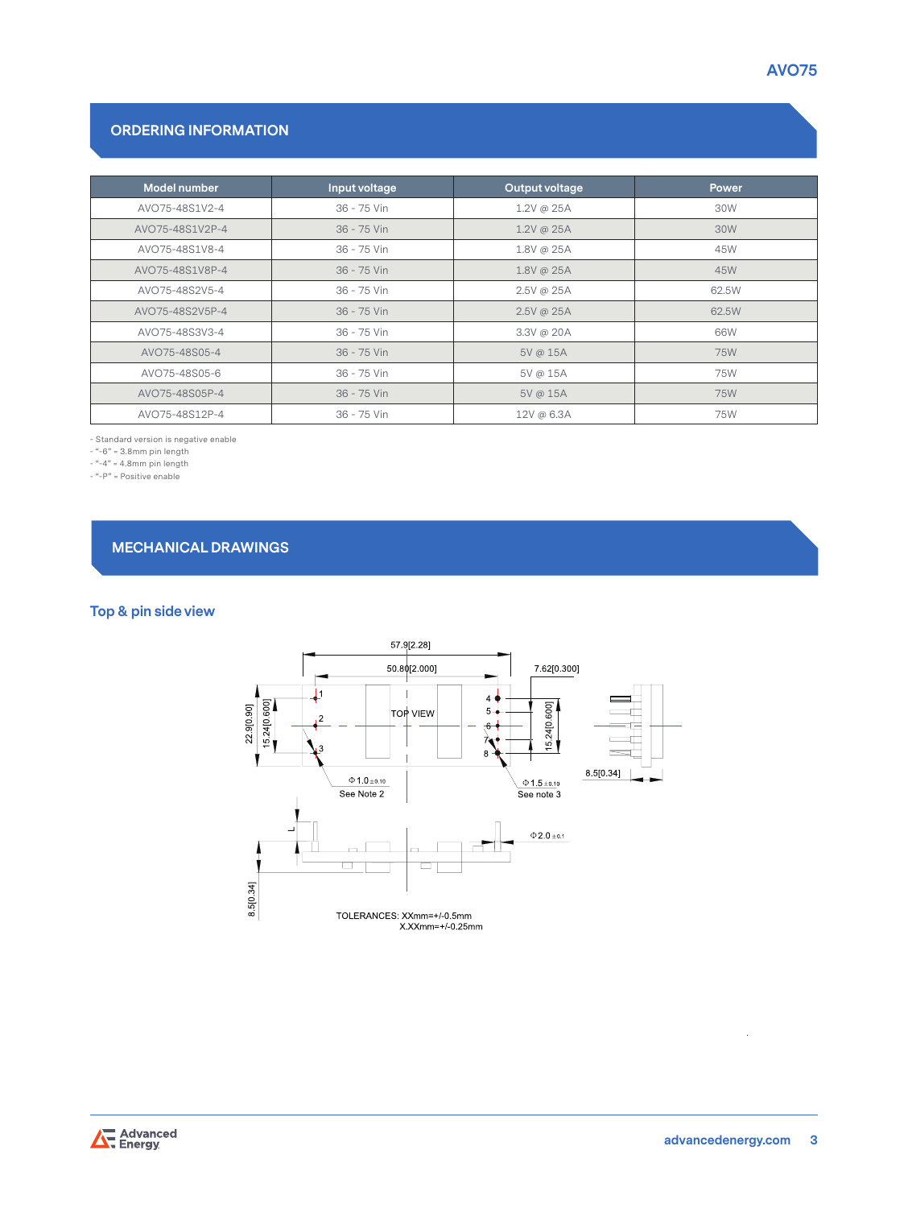## ORDERING INFORMATION

| Model number | Input voltage | Output voltage | Power |
|---|---|---|---|
| AVO75-48S1V2-4 | 36 - 75 Vin | 1.2V @ 25A | 30W |
| AVO75-48S1V2P-4 | 36 - 75 Vin | 1.2V @ 25A | 30W |
| AVO75-48S1V8-4 | 36 - 75 Vin | 1.8V @ 25A | 45W |
| AVO75-48S1V8P-4 | 36 - 75 Vin | 1.8V @ 25A | 45W |
| AVO75-48S2V5-4 | 36 - 75 Vin | 2.5V @ 25A | 62.5W |
| AVO75-48S2V5P-4 | 36 - 75 Vin | 2.5V @ 25A | 62.5W |
| AVO75-48S3V3-4 | 36 - 75 Vin | 3.3V @ 20A | 66W |
| AVO75-48S05-4 | 36 - 75 Vin | 5V @ 15A | 75W |
| AVO75-48S05-6 | 36 - 75 Vin | 5V @ 15A | 75W |
| AVO75-48S05P-4 | 36 - 75 Vin | 5V @ 15A | 75W |
| AVO75-48S12P-4 | 36 - 75 Vin | 12V @ 6.3A | 75W |

- Standard version is negative enable
- "-6" = 3.8mm pin length
- "-4" = 4.8mm pin length
- "-P" = Positive enable

## MECHANICAL DRAWINGS

### Top & pin side view

57.9[2.28]
50.80[2.000]
7.62[0.300]
22.9[0.90]
15.24[0.600]
15.24[0.600]
TOP VIEW
Φ1.0±0.10
See Note 2
Φ1.5±0.10
See note 3
8.5[0.34]
Φ2.0±0.1
L
8.5[0.34]

TOLERANCES: XXmm=+/-0.5mm
X.XXmm=+/-0.25mm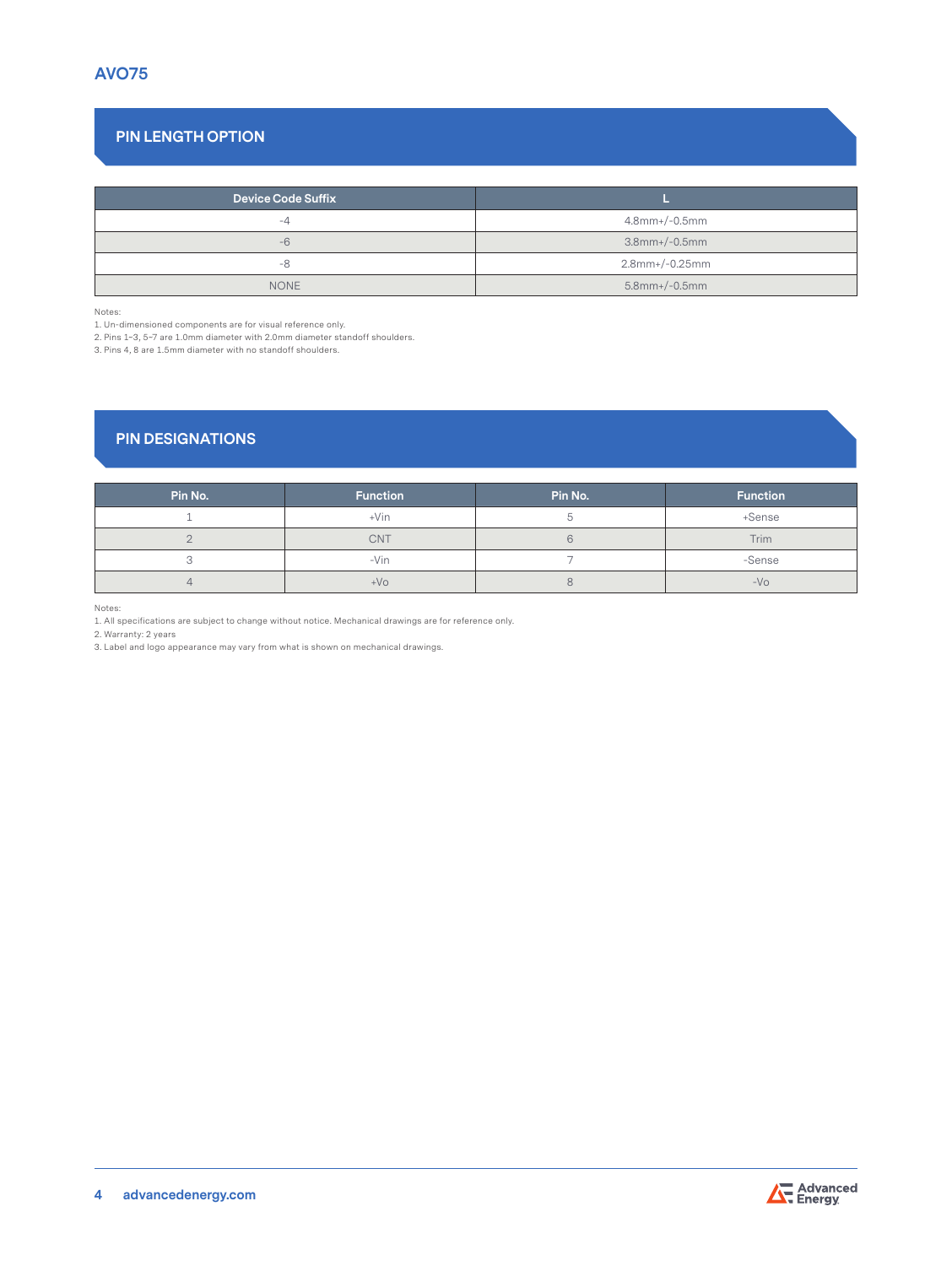## PIN LENGTH OPTION

| Device Code Suffix | L |
|---|---|
| -4 | 4.8mm+/-0.5mm |
| -6 | 3.8mm+/-0.5mm |
| -8 | 2.8mm+/-0.25mm |
| NONE | 5.8mm+/-0.5mm |

Notes:
1. Un-dimensioned components are for visual reference only.
2. Pins 1-3, 5-7 are 1.0mm diameter with 2.0mm diameter standoff shoulders.
3. Pins 4, 8 are 1.5mm diameter with no standoff shoulders.

## PIN DESIGNATIONS

| Pin No. | Function | Pin No. | Function |
|---|---|---|---|
| 1 | +Vin | 5 | +Sense |
| 2 | CNT | 6 | Trim |
| 3 | -Vin | 7 | -Sense |
| 4 | +Vo | 8 | -Vo |

Notes:
1. All specifications are subject to change without notice. Mechanical drawings are for reference only.
2. Warranty: 2 years
3. Label and logo appearance may vary from what is shown on mechanical drawings.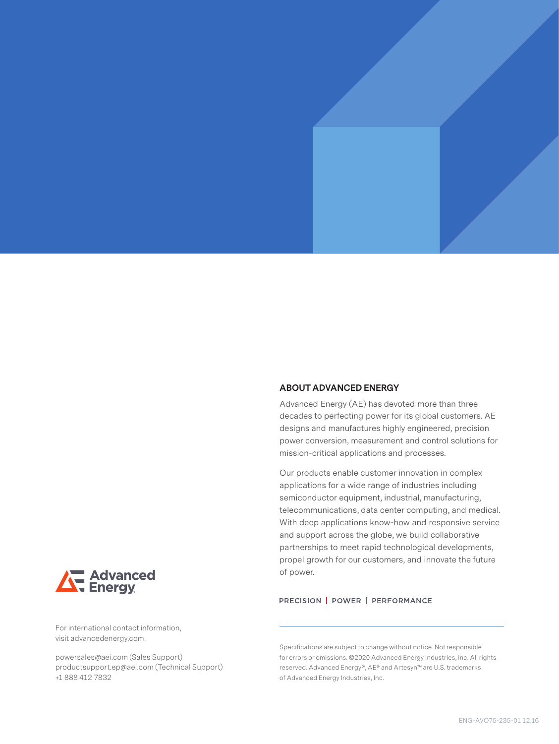## ABOUT ADVANCED ENERGY

Advanced Energy (AE) has devoted more than three decades to perfecting power for its global customers. AE designs and manufactures highly engineered, precision power conversion, measurement and control solutions for mission-critical applications and processes.

Our products enable customer innovation in complex applications for a wide range of industries including semiconductor equipment, industrial, manufacturing, telecommunications, data center computing, and medical. With deep applications know-how and responsive service and support across the globe, we build collaborative partnerships to meet rapid technological developments, propel growth for our customers, and innovate the future of power.

PRECISION | POWER | PERFORMANCE

Advanced Energy

For international contact information, visit advancedenergy.com.

powersales@aei.com (Sales Support)
productsupport.ep@aei.com (Technical Support)
+1 888 412 7832

Specifications are subject to change without notice. Not responsible for errors or omissions. ©2020 Advanced Energy Industries, Inc. All rights reserved. Advanced Energy®, AE® and Artesyn™ are U.S. trademarks of Advanced Energy Industries, Inc.

ENG-AVO75-235-01 12.16